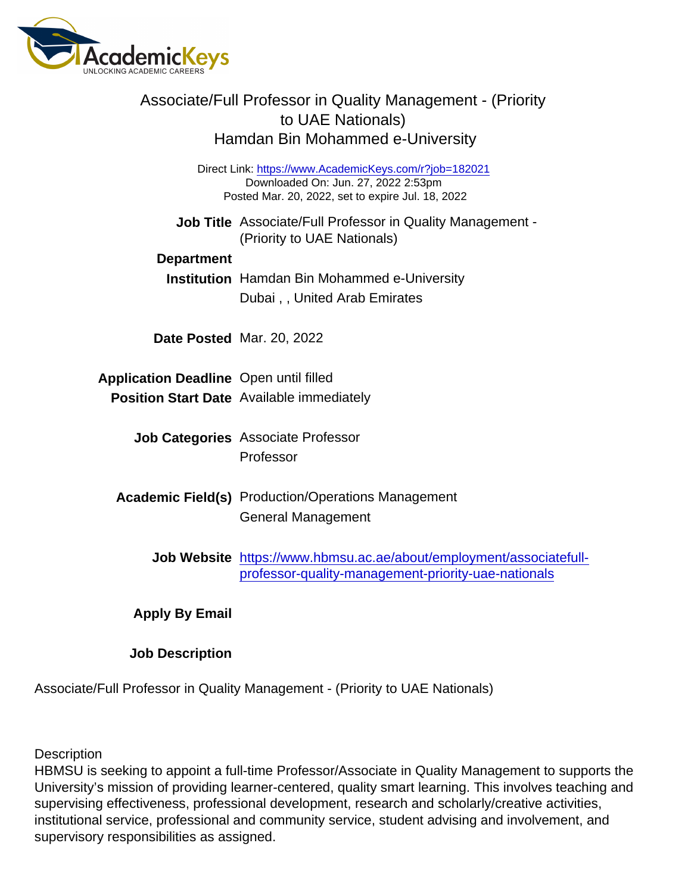# Associate/Full Professor in Quality Management - (Priority to UAE Nationals)

## Hamdan Bin Mohammed e-University

Direct Link: https://www.AcademicKeys.com/r?job=182021
Downloaded On: Jun. 27, 2022 2:53pm
Posted Mar. 20, 2022, set to expire Jul. 18, 2022

**Job Title** Associate/Full Professor in Quality Management - (Priority to UAE Nationals)

**Department**

**Institution** Hamdan Bin Mohammed e-University
Dubai , , United Arab Emirates

**Date Posted** Mar. 20, 2022

**Application Deadline** Open until filled

**Position Start Date** Available immediately

**Job Categories** Associate Professor
Professor

**Academic Field(s)** Production/Operations Management
General Management

**Job Website** https://www.hbmsu.ac.ae/about/employment/associatefull-professor-quality-management-priority-uae-nationals

**Apply By Email**

**Job Description**

Associate/Full Professor in Quality Management - (Priority to UAE Nationals)

Description
HBMSU is seeking to appoint a full-time Professor/Associate in Quality Management to supports the University's mission of providing learner-centered, quality smart learning. This involves teaching and supervising effectiveness, professional development, research and scholarly/creative activities, institutional service, professional and community service, student advising and involvement, and supervisory responsibilities as assigned.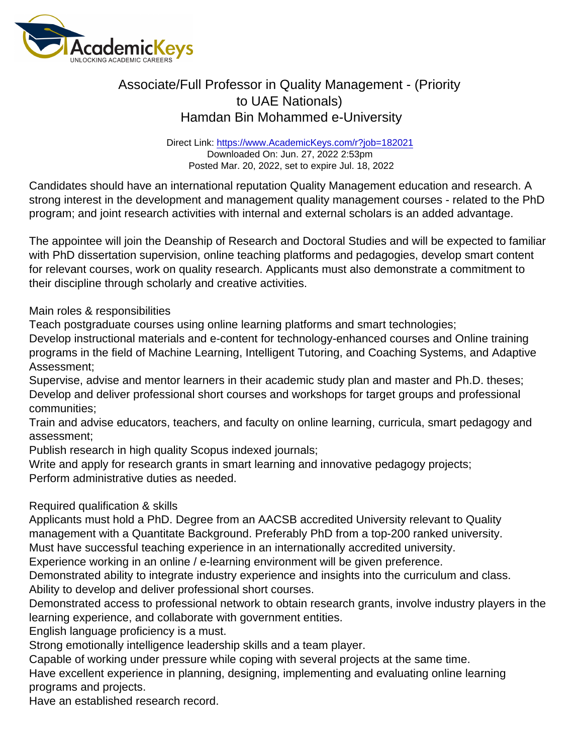# Associate/Full Professor in Quality Management - (Priority to UAE Nationals)

## Hamdan Bin Mohammed e-University

Direct Link: https://www.AcademicKeys.com/r?job=182021
Downloaded On: Jun. 27, 2022 2:53pm
Posted Mar. 20, 2022, set to expire Jul. 18, 2022

Candidates should have an international reputation Quality Management education and research. A strong interest in the development and management quality management courses - related to the PhD program; and joint research activities with internal and external scholars is an added advantage.

The appointee will join the Deanship of Research and Doctoral Studies and will be expected to familiar with PhD dissertation supervision, online teaching platforms and pedagogies, develop smart content for relevant courses, work on quality research. Applicants must also demonstrate a commitment to their discipline through scholarly and creative activities.

Main roles & responsibilities

Teach postgraduate courses using online learning platforms and smart technologies;
Develop instructional materials and e-content for technology-enhanced courses and Online training programs in the field of Machine Learning, Intelligent Tutoring, and Coaching Systems, and Adaptive Assessment;
Supervise, advise and mentor learners in their academic study plan and master and Ph.D. theses;
Develop and deliver professional short courses and workshops for target groups and professional communities;
Train and advise educators, teachers, and faculty on online learning, curricula, smart pedagogy and assessment;
Publish research in high quality Scopus indexed journals;
Write and apply for research grants in smart learning and innovative pedagogy projects;
Perform administrative duties as needed.

Required qualification & skills

Applicants must hold a PhD. Degree from an AACSB accredited University relevant to Quality management with a Quantitate Background. Preferably PhD from a top-200 ranked university.
Must have successful teaching experience in an internationally accredited university.
Experience working in an online / e-learning environment will be given preference.
Demonstrated ability to integrate industry experience and insights into the curriculum and class.
Ability to develop and deliver professional short courses.
Demonstrated access to professional network to obtain research grants, involve industry players in the learning experience, and collaborate with government entities.
English language proficiency is a must.
Strong emotionally intelligence leadership skills and a team player.
Capable of working under pressure while coping with several projects at the same time.
Have excellent experience in planning, designing, implementing and evaluating online learning programs and projects.
Have an established research record.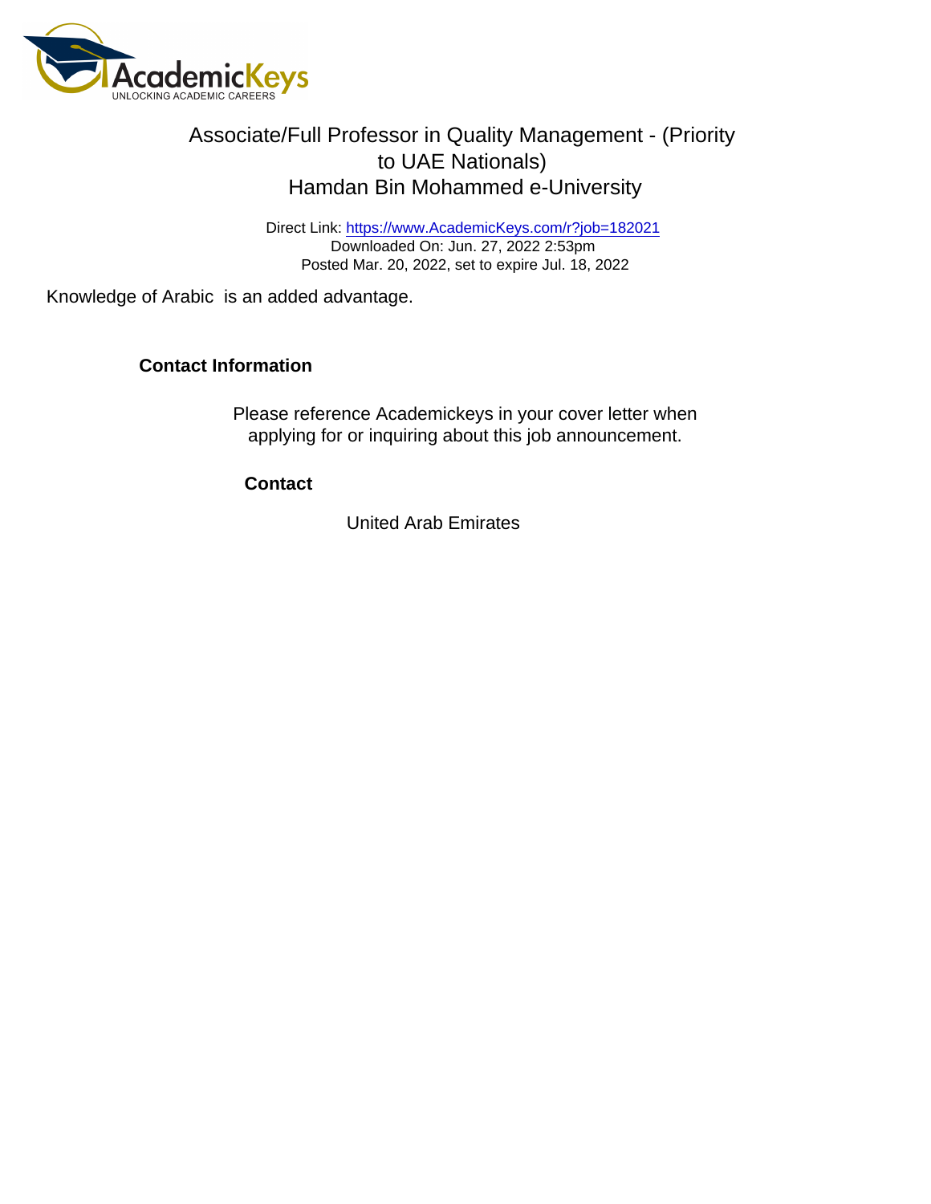# Associate/Full Professor in Quality Management - (Priority to UAE Nationals)

## Hamdan Bin Mohammed e-University

Direct Link: https://www.AcademicKeys.com/r?job=182021
Downloaded On: Jun. 27, 2022 2:53pm
Posted Mar. 20, 2022, set to expire Jul. 18, 2022

Knowledge of Arabic is an added advantage.

### Contact Information

Please reference Academickeys in your cover letter when applying for or inquiring about this job announcement.

#### Contact

United Arab Emirates